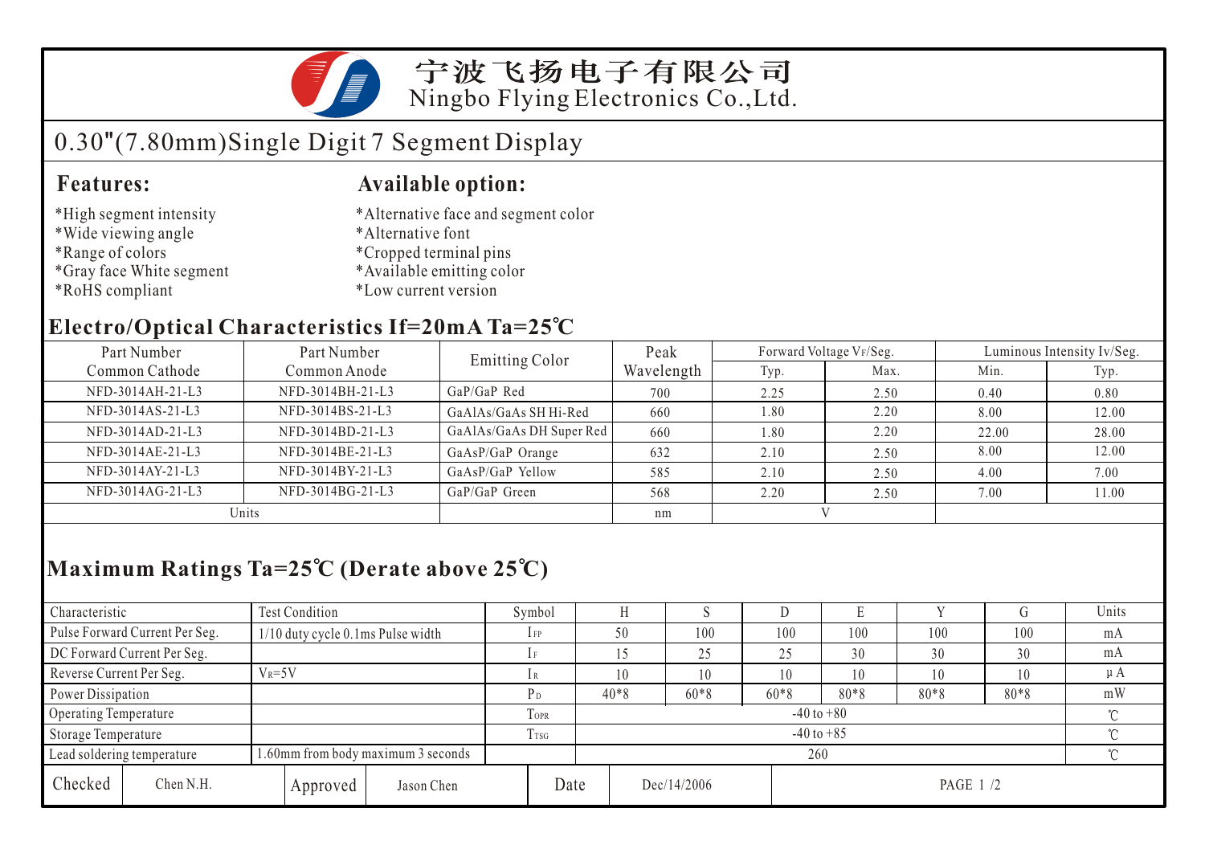# 宁波飞扬电子有限公司
Ningbo Flying Electronics Co.,Ltd.

## 0.30"(7.80mm)Single Digit 7 Segment Display

### Features:

*High segment intensity
*Wide viewing angle
*Range of colors
*Gray face White segment
*RoHS compliant

### Available option:

*Alternative face and segment color
*Alternative font
*Cropped terminal pins
*Available emitting color
*Low current version

### Electro/Optical Characteristics If=20mA Ta=25℃

| Part Number Common Cathode | Part Number Common Anode | Emitting Color | Peak Wavelength | Forward Voltage $V_F$/Seg. | | Luminous Intensity Iv/Seg. | |
|---|---|---|---|---|---|---|---|
| | | | | Typ. | Max. | Min. | Typ. |
| NFD-3014AH-21-L3 | NFD-3014BH-21-L3 | GaP/GaP Red | 700 | 2.25 | 2.50 | 0.40 | 0.80 |
| NFD-3014AS-21-L3 | NFD-3014BS-21-L3 | GaAlAs/GaAs SH Hi-Red | 660 | 1.80 | 2.20 | 8.00 | 12.00 |
| NFD-3014AD-21-L3 | NFD-3014BD-21-L3 | GaAlAs/GaAs DH Super Red | 660 | 1.80 | 2.20 | 22.00 | 28.00 |
| NFD-3014AE-21-L3 | NFD-3014BE-21-L3 | GaAsP/GaP Orange | 632 | 2.10 | 2.50 | 8.00 | 12.00 |
| NFD-3014AY-21-L3 | NFD-3014BY-21-L3 | GaAsP/GaP Yellow | 585 | 2.10 | 2.50 | 4.00 | 7.00 |
| NFD-3014AG-21-L3 | NFD-3014BG-21-L3 | GaP/GaP Green | 568 | 2.20 | 2.50 | 7.00 | 11.00 |
| Units | | | nm | V | | | |

### Maximum Ratings Ta=25℃ (Derate above 25℃)

| Characteristic | Test Condition | Symbol | H | S | D | E | Y | G | Units |
|---|---|---|---|---|---|---|---|---|---|
| Pulse Forward Current Per Seg. | 1/10 duty cycle 0.1ms Pulse width | $I_{FP}$ | 50 | 100 | 100 | 100 | 100 | 100 | mA |
| DC Forward Current Per Seg. | | $I_F$ | 15 | 25 | 25 | 30 | 30 | 30 | mA |
| Reverse Current Per Seg. | $V_R$=5V | $I_R$ | 10 | 10 | 10 | 10 | 10 | 10 | μA |
| Power Dissipation | | $P_D$ | 40*8 | 60*8 | 60*8 | 80*8 | 80*8 | 80*8 | mW |
| Operating Temperature | | $T_{OPR}$ | -40 to +80 | | | | | | ℃ |
| Storage Temperature | | $T_{TSG}$ | -40 to +85 | | | | | | ℃ |
| Lead soldering temperature | 1.60mm from body maximum 3 seconds | | 260 | | | | | | ℃ |

| Checked | Chen N.H. | Approved | Jason Chen | Date | Dec/14/2006 |
|---|---|---|---|---|---|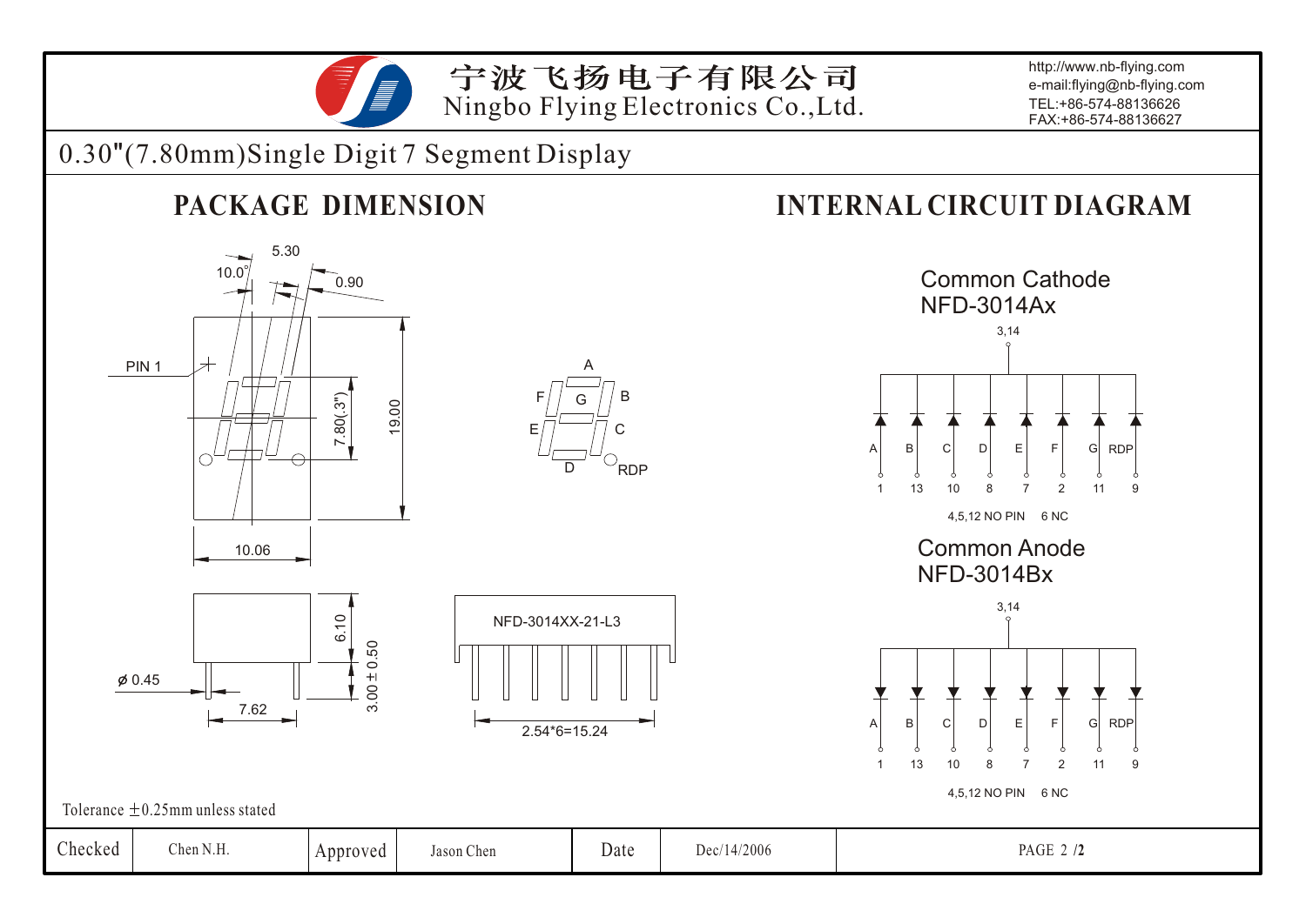宁波飞扬电子有限公司
Ningbo Flying Electronics Co.,Ltd.

http://www.nb-flying.com
e-mail:flying@nb-flying.com
TEL:+86-574-88136626
FAX:+86-574-88136627

# 0.30"(7.80mm)Single Digit 7 Segment Display

## PACKAGE DIMENSION

5.30
10.0°
0.90
PIN 1
7.80(.3")
19.00
10.06
6.10
3.00±0.50
ϕ 0.45
7.62

A
F
G
B
E
C
D
RDP

NFD-3014XX-21-L3
2.54*6=15.24

Tolerance ±0.25mm unless stated

## INTERNAL CIRCUIT DIAGRAM

Common Cathode
NFD-3014Ax

3,14
A B C D E F G RDP
1 13 10 8 7 2 11 9
4,5,12 NO PIN 6 NC

Common Anode
NFD-3014Bx

3,14
A B C D E F G RDP
1 13 10 8 7 2 11 9
4,5,12 NO PIN 6 NC

| Checked | Chen N.H. | Approved | Jason Chen | Date | Dec/14/2006 |
|---|---|---|---|---|---|